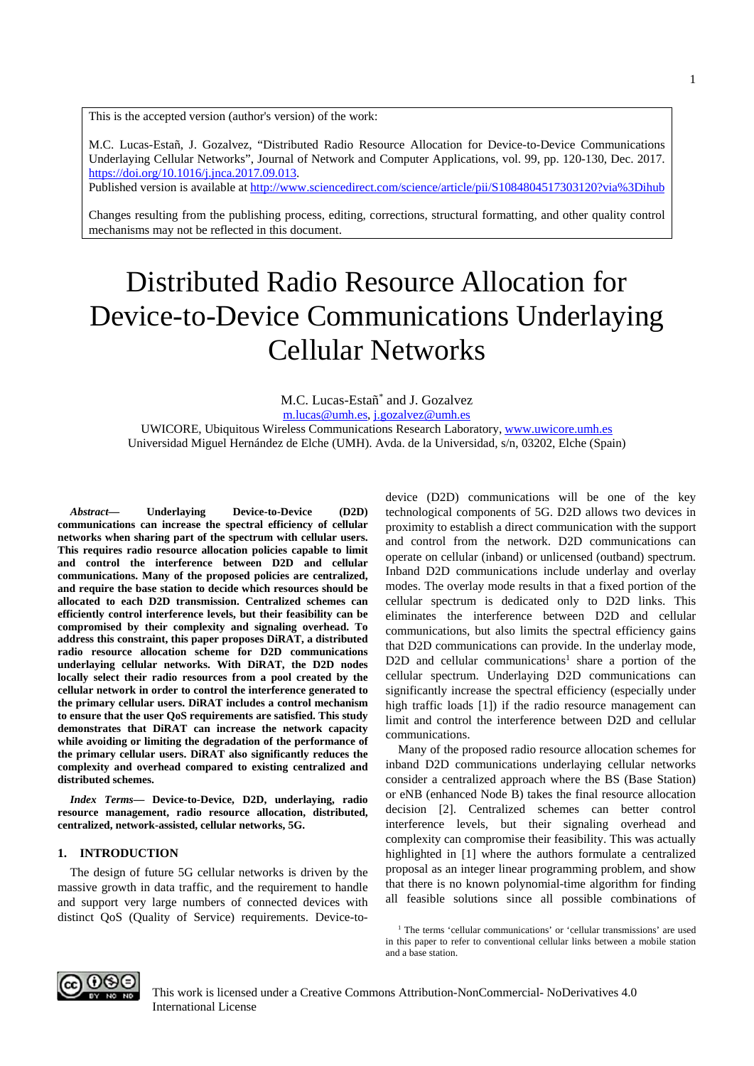This is the accepted version (author's version) of the work:

M.C. Lucas-Estañ, J. Gozalvez, "Distributed Radio Resource Allocation for Device-to-Device Communications Underlaying Cellular Networks", Journal of Network and Computer Applications, vol. 99, pp. 120-130, Dec. 2017. https://doi.org/10.1016/j.jnca.2017.09.013.
Published version is available at http://www.sciencedirect.com/science/article/pii/S1084804517303120?via%3Dihub

Changes resulting from the publishing process, editing, corrections, structural formatting, and other quality control mechanisms may not be reflected in this document.

# Distributed Radio Resource Allocation for Device-to-Device Communications Underlaying Cellular Networks

M.C. Lucas-Estañ* and J. Gozalvez

m.lucas@umh.es, j.gozalvez@umh.es

UWICORE, Ubiquitous Wireless Communications Research Laboratory, www.uwicore.umh.es
Universidad Miguel Hernández de Elche (UMH). Avda. de la Universidad, s/n, 03202, Elche (Spain)

***Abstract*— Underlaying Device-to-Device (D2D) communications can increase the spectral efficiency of cellular networks when sharing part of the spectrum with cellular users. This requires radio resource allocation policies capable to limit and control the interference between D2D and cellular communications. Many of the proposed policies are centralized, and require the base station to decide which resources should be allocated to each D2D transmission. Centralized schemes can efficiently control interference levels, but their feasibility can be compromised by their complexity and signaling overhead. To address this constraint, this paper proposes DiRAT, a distributed radio resource allocation scheme for D2D communications underlaying cellular networks. With DiRAT, the D2D nodes locally select their radio resources from a pool created by the cellular network in order to control the interference generated to the primary cellular users. DiRAT includes a control mechanism to ensure that the user QoS requirements are satisfied. This study demonstrates that DiRAT can increase the network capacity while avoiding or limiting the degradation of the performance of the primary cellular users. DiRAT also significantly reduces the complexity and overhead compared to existing centralized and distributed schemes.**

***Index Terms*— Device-to-Device, D2D, underlaying, radio resource management, radio resource allocation, distributed, centralized, network-assisted, cellular networks, 5G.**

## 1. INTRODUCTION

The design of future 5G cellular networks is driven by the massive growth in data traffic, and the requirement to handle and support very large numbers of connected devices with distinct QoS (Quality of Service) requirements. Device-to-device (D2D) communications will be one of the key technological components of 5G. D2D allows two devices in proximity to establish a direct communication with the support and control from the network. D2D communications can operate on cellular (inband) or unlicensed (outband) spectrum. Inband D2D communications include underlay and overlay modes. The overlay mode results in that a fixed portion of the cellular spectrum is dedicated only to D2D links. This eliminates the interference between D2D and cellular communications, but also limits the spectral efficiency gains that D2D communications can provide. In the underlay mode, D2D and cellular communications[1] share a portion of the cellular spectrum. Underlaying D2D communications can significantly increase the spectral efficiency (especially under high traffic loads [1]) if the radio resource management can limit and control the interference between D2D and cellular communications.

Many of the proposed radio resource allocation schemes for inband D2D communications underlaying cellular networks consider a centralized approach where the BS (Base Station) or eNB (enhanced Node B) takes the final resource allocation decision [2]. Centralized schemes can better control interference levels, but their signaling overhead and complexity can compromise their feasibility. This was actually highlighted in [1] where the authors formulate a centralized proposal as an integer linear programming problem, and show that there is no known polynomial-time algorithm for finding all feasible solutions since all possible combinations of

[1] The terms 'cellular communications' or 'cellular transmissions' are used in this paper to refer to conventional cellular links between a mobile station and a base station.

This work is licensed under a Creative Commons Attribution-NonCommercial- NoDerivatives 4.0 International License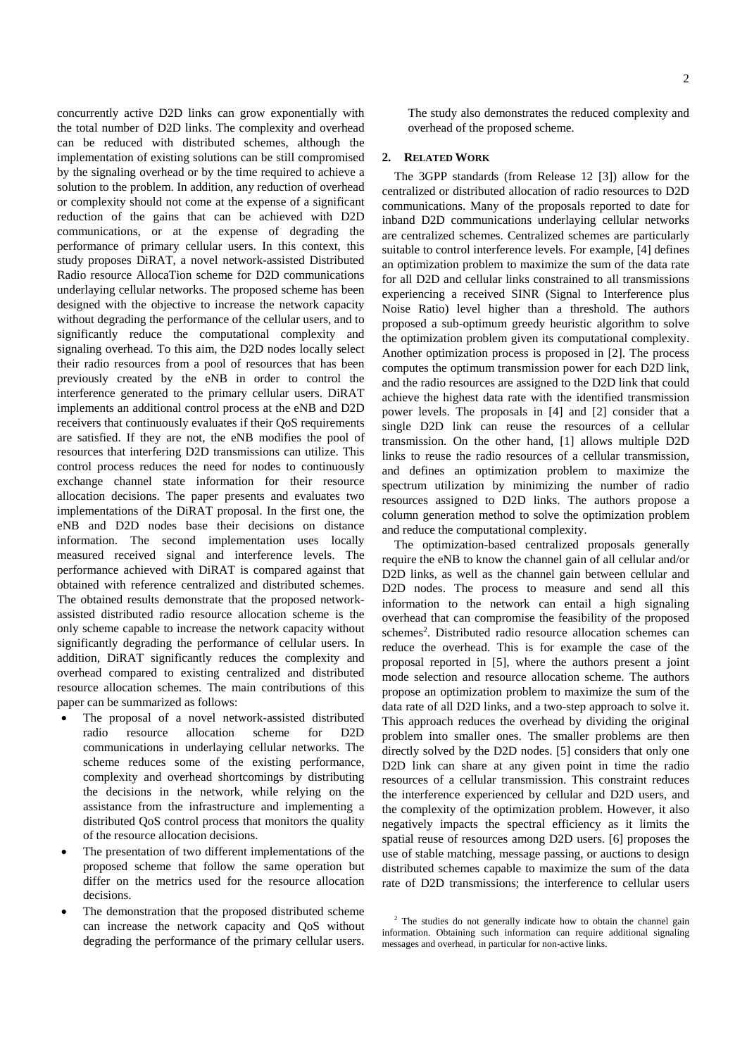concurrently active D2D links can grow exponentially with the total number of D2D links. The complexity and overhead can be reduced with distributed schemes, although the implementation of existing solutions can be still compromised by the signaling overhead or by the time required to achieve a solution to the problem. In addition, any reduction of overhead or complexity should not come at the expense of a significant reduction of the gains that can be achieved with D2D communications, or at the expense of degrading the performance of primary cellular users. In this context, this study proposes DiRAT, a novel network-assisted Distributed Radio resource AllocaTion scheme for D2D communications underlaying cellular networks. The proposed scheme has been designed with the objective to increase the network capacity without degrading the performance of the cellular users, and to significantly reduce the computational complexity and signaling overhead. To this aim, the D2D nodes locally select their radio resources from a pool of resources that has been previously created by the eNB in order to control the interference generated to the primary cellular users. DiRAT implements an additional control process at the eNB and D2D receivers that continuously evaluates if their QoS requirements are satisfied. If they are not, the eNB modifies the pool of resources that interfering D2D transmissions can utilize. This control process reduces the need for nodes to continuously exchange channel state information for their resource allocation decisions. The paper presents and evaluates two implementations of the DiRAT proposal. In the first one, the eNB and D2D nodes base their decisions on distance information. The second implementation uses locally measured received signal and interference levels. The performance achieved with DiRAT is compared against that obtained with reference centralized and distributed schemes. The obtained results demonstrate that the proposed network-assisted distributed radio resource allocation scheme is the only scheme capable to increase the network capacity without significantly degrading the performance of cellular users. In addition, DiRAT significantly reduces the complexity and overhead compared to existing centralized and distributed resource allocation schemes. The main contributions of this paper can be summarized as follows:

- The proposal of a novel network-assisted distributed radio resource allocation scheme for D2D communications in underlaying cellular networks. The scheme reduces some of the existing performance, complexity and overhead shortcomings by distributing the decisions in the network, while relying on the assistance from the infrastructure and implementing a distributed QoS control process that monitors the quality of the resource allocation decisions.
- The presentation of two different implementations of the proposed scheme that follow the same operation but differ on the metrics used for the resource allocation decisions.
- The demonstration that the proposed distributed scheme can increase the network capacity and QoS without degrading the performance of the primary cellular users. The study also demonstrates the reduced complexity and overhead of the proposed scheme.

## 2. Related Work

The 3GPP standards (from Release 12 [3]) allow for the centralized or distributed allocation of radio resources to D2D communications. Many of the proposals reported to date for inband D2D communications underlaying cellular networks are centralized schemes. Centralized schemes are particularly suitable to control interference levels. For example, [4] defines an optimization problem to maximize the sum of the data rate for all D2D and cellular links constrained to all transmissions experiencing a received SINR (Signal to Interference plus Noise Ratio) level higher than a threshold. The authors proposed a sub-optimum greedy heuristic algorithm to solve the optimization problem given its computational complexity. Another optimization process is proposed in [2]. The process computes the optimum transmission power for each D2D link, and the radio resources are assigned to the D2D link that could achieve the highest data rate with the identified transmission power levels. The proposals in [4] and [2] consider that a single D2D link can reuse the resources of a cellular transmission. On the other hand, [1] allows multiple D2D links to reuse the radio resources of a cellular transmission, and defines an optimization problem to maximize the spectrum utilization by minimizing the number of radio resources assigned to D2D links. The authors propose a column generation method to solve the optimization problem and reduce the computational complexity.

The optimization-based centralized proposals generally require the eNB to know the channel gain of all cellular and/or D2D links, as well as the channel gain between cellular and D2D nodes. The process to measure and send all this information to the network can entail a high signaling overhead that can compromise the feasibility of the proposed schemes[2]. Distributed radio resource allocation schemes can reduce the overhead. This is for example the case of the proposal reported in [5], where the authors present a joint mode selection and resource allocation scheme. The authors propose an optimization problem to maximize the sum of the data rate of all D2D links, and a two-step approach to solve it. This approach reduces the overhead by dividing the original problem into smaller ones. The smaller problems are then directly solved by the D2D nodes. [5] considers that only one D2D link can share at any given point in time the radio resources of a cellular transmission. This constraint reduces the interference experienced by cellular and D2D users, and the complexity of the optimization problem. However, it also negatively impacts the spectral efficiency as it limits the spatial reuse of resources among D2D users. [6] proposes the use of stable matching, message passing, or auctions to design distributed schemes capable to maximize the sum of the data rate of D2D transmissions; the interference to cellular users

[2] The studies do not generally indicate how to obtain the channel gain information. Obtaining such information can require additional signaling messages and overhead, in particular for non-active links.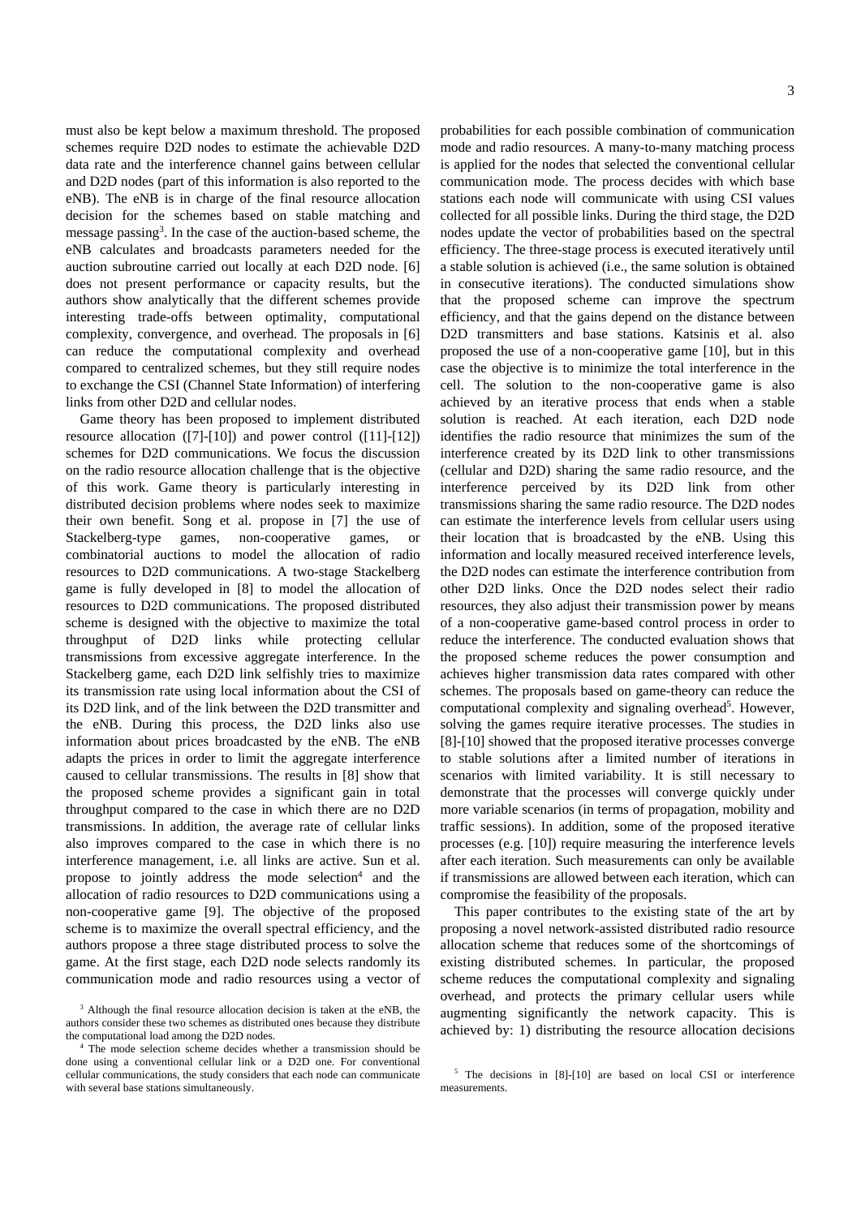must also be kept below a maximum threshold. The proposed schemes require D2D nodes to estimate the achievable D2D data rate and the interference channel gains between cellular and D2D nodes (part of this information is also reported to the eNB). The eNB is in charge of the final resource allocation decision for the schemes based on stable matching and message passing[3]. In the case of the auction-based scheme, the eNB calculates and broadcasts parameters needed for the auction subroutine carried out locally at each D2D node. [6] does not present performance or capacity results, but the authors show analytically that the different schemes provide interesting trade-offs between optimality, computational complexity, convergence, and overhead. The proposals in [6] can reduce the computational complexity and overhead compared to centralized schemes, but they still require nodes to exchange the CSI (Channel State Information) of interfering links from other D2D and cellular nodes.

Game theory has been proposed to implement distributed resource allocation ([7]-[10]) and power control ([11]-[12]) schemes for D2D communications. We focus the discussion on the radio resource allocation challenge that is the objective of this work. Game theory is particularly interesting in distributed decision problems where nodes seek to maximize their own benefit. Song et al. propose in [7] the use of Stackelberg-type games, non-cooperative games, or combinatorial auctions to model the allocation of radio resources to D2D communications. A two-stage Stackelberg game is fully developed in [8] to model the allocation of resources to D2D communications. The proposed distributed scheme is designed with the objective to maximize the total throughput of D2D links while protecting cellular transmissions from excessive aggregate interference. In the Stackelberg game, each D2D link selfishly tries to maximize its transmission rate using local information about the CSI of its D2D link, and of the link between the D2D transmitter and the eNB. During this process, the D2D links also use information about prices broadcasted by the eNB. The eNB adapts the prices in order to limit the aggregate interference caused to cellular transmissions. The results in [8] show that the proposed scheme provides a significant gain in total throughput compared to the case in which there are no D2D transmissions. In addition, the average rate of cellular links also improves compared to the case in which there is no interference management, i.e. all links are active. Sun et al. propose to jointly address the mode selection[4] and the allocation of radio resources to D2D communications using a non-cooperative game [9]. The objective of the proposed scheme is to maximize the overall spectral efficiency, and the authors propose a three stage distributed process to solve the game. At the first stage, each D2D node selects randomly its communication mode and radio resources using a vector of probabilities for each possible combination of communication mode and radio resources. A many-to-many matching process is applied for the nodes that selected the conventional cellular communication mode. The process decides with which base stations each node will communicate with using CSI values collected for all possible links. During the third stage, the D2D nodes update the vector of probabilities based on the spectral efficiency. The three-stage process is executed iteratively until a stable solution is achieved (i.e., the same solution is obtained in consecutive iterations). The conducted simulations show that the proposed scheme can improve the spectrum efficiency, and that the gains depend on the distance between D2D transmitters and base stations. Katsinis et al. also proposed the use of a non-cooperative game [10], but in this case the objective is to minimize the total interference in the cell. The solution to the non-cooperative game is also achieved by an iterative process that ends when a stable solution is reached. At each iteration, each D2D node identifies the radio resource that minimizes the sum of the interference created by its D2D link to other transmissions (cellular and D2D) sharing the same radio resource, and the interference perceived by its D2D link from other transmissions sharing the same radio resource. The D2D nodes can estimate the interference levels from cellular users using their location that is broadcasted by the eNB. Using this information and locally measured received interference levels, the D2D nodes can estimate the interference contribution from other D2D links. Once the D2D nodes select their radio resources, they also adjust their transmission power by means of a non-cooperative game-based control process in order to reduce the interference. The conducted evaluation shows that the proposed scheme reduces the power consumption and achieves higher transmission data rates compared with other schemes. The proposals based on game-theory can reduce the computational complexity and signaling overhead[5]. However, solving the games require iterative processes. The studies in [8]-[10] showed that the proposed iterative processes converge to stable solutions after a limited number of iterations in scenarios with limited variability. It is still necessary to demonstrate that the processes will converge quickly under more variable scenarios (in terms of propagation, mobility and traffic sessions). In addition, some of the proposed iterative processes (e.g. [10]) require measuring the interference levels after each iteration. Such measurements can only be available if transmissions are allowed between each iteration, which can compromise the feasibility of the proposals.

This paper contributes to the existing state of the art by proposing a novel network-assisted distributed radio resource allocation scheme that reduces some of the shortcomings of existing distributed schemes. In particular, the proposed scheme reduces the computational complexity and signaling overhead, and protects the primary cellular users while augmenting significantly the network capacity. This is achieved by: 1) distributing the resource allocation decisions

[3] Although the final resource allocation decision is taken at the eNB, the authors consider these two schemes as distributed ones because they distribute the computational load among the D2D nodes.

[4] The mode selection scheme decides whether a transmission should be done using a conventional cellular link or a D2D one. For conventional cellular communications, the study considers that each node can communicate with several base stations simultaneously.

[5] The decisions in [8]-[10] are based on local CSI or interference measurements.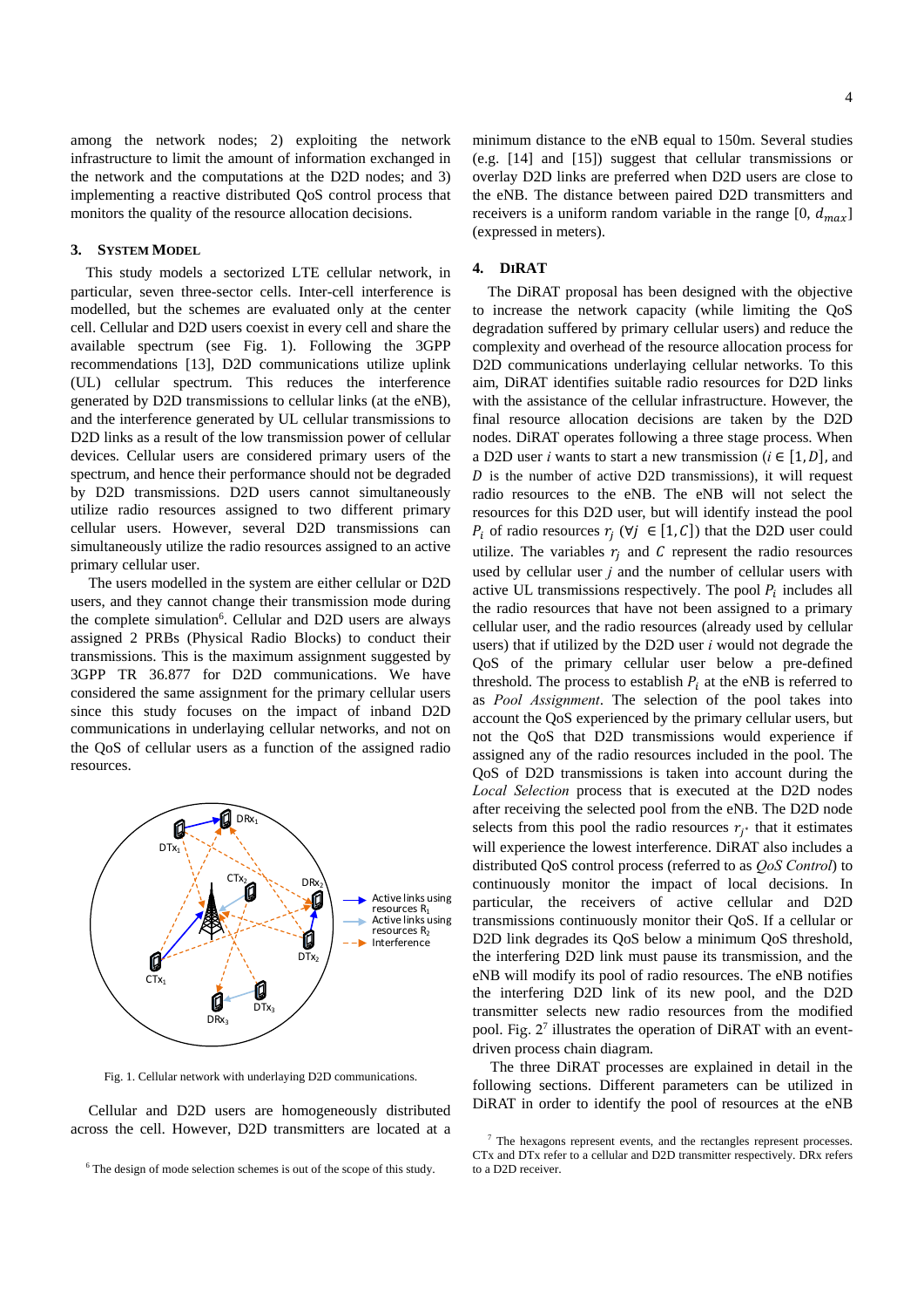among the network nodes; 2) exploiting the network infrastructure to limit the amount of information exchanged in the network and the computations at the D2D nodes; and 3) implementing a reactive distributed QoS control process that monitors the quality of the resource allocation decisions.

## 3. System Model

This study models a sectorized LTE cellular network, in particular, seven three-sector cells. Inter-cell interference is modelled, but the schemes are evaluated only at the center cell. Cellular and D2D users coexist in every cell and share the available spectrum (see Fig. 1). Following the 3GPP recommendations [13], D2D communications utilize uplink (UL) cellular spectrum. This reduces the interference generated by D2D transmissions to cellular links (at the eNB), and the interference generated by UL cellular transmissions to D2D links as a result of the low transmission power of cellular devices. Cellular users are considered primary users of the spectrum, and hence their performance should not be degraded by D2D transmissions. D2D users cannot simultaneously utilize radio resources assigned to two different primary cellular users. However, several D2D transmissions can simultaneously utilize the radio resources assigned to an active primary cellular user.

The users modelled in the system are either cellular or D2D users, and they cannot change their transmission mode during the complete simulation[6]. Cellular and D2D users are always assigned 2 PRBs (Physical Radio Blocks) to conduct their transmissions. This is the maximum assignment suggested by 3GPP TR 36.877 for D2D communications. We have considered the same assignment for the primary cellular users since this study focuses on the impact of inband D2D communications in underlaying cellular networks, and not on the QoS of cellular users as a function of the assigned radio resources.

Fig. 1. Cellular network with underlaying D2D communications.

Cellular and D2D users are homogeneously distributed across the cell. However, D2D transmitters are located at a minimum distance to the eNB equal to 150m. Several studies (e.g. [14] and [15]) suggest that cellular transmissions or overlay D2D links are preferred when D2D users are close to the eNB. The distance between paired D2D transmitters and receivers is a uniform random variable in the range [0, $d_{max}$] (expressed in meters).

[6] The design of mode selection schemes is out of the scope of this study.

## 4. DiRAT

The DiRAT proposal has been designed with the objective to increase the network capacity (while limiting the QoS degradation suffered by primary cellular users) and reduce the complexity and overhead of the resource allocation process for D2D communications underlaying cellular networks. To this aim, DiRAT identifies suitable radio resources for D2D links with the assistance of the cellular infrastructure. However, the final resource allocation decisions are taken by the D2D nodes. DiRAT operates following a three stage process. When a D2D user $i$ wants to start a new transmission ($i \in [1, D]$, and $D$ is the number of active D2D transmissions), it will request radio resources to the eNB. The eNB will not select the resources for this D2D user, but will identify instead the pool $P_i$ of radio resources $r_j$ ($\forall j \in [1, C]$) that the D2D user could utilize. The variables $r_j$ and $C$ represent the radio resources used by cellular user $j$ and the number of cellular users with active UL transmissions respectively. The pool $P_i$ includes all the radio resources that have not been assigned to a primary cellular user, and the radio resources (already used by cellular users) that if utilized by the D2D user $i$ would not degrade the QoS of the primary cellular user below a pre-defined threshold. The process to establish $P_i$ at the eNB is referred to as *Pool Assignment*. The selection of the pool takes into account the QoS experienced by the primary cellular users, but not the QoS that D2D transmissions would experience if assigned any of the radio resources included in the pool. The QoS of D2D transmissions is taken into account during the *Local Selection* process that is executed at the D2D nodes after receiving the selected pool from the eNB. The D2D node selects from this pool the radio resources $r_{j^*}$ that it estimates will experience the lowest interference. DiRAT also includes a distributed QoS control process (referred to as *QoS Control*) to continuously monitor the impact of local decisions. In particular, the receivers of active cellular and D2D transmissions continuously monitor their QoS. If a cellular or D2D link degrades its QoS below a minimum QoS threshold, the interfering D2D link must pause its transmission, and the eNB will modify its pool of radio resources. The eNB notifies the interfering D2D link of its new pool, and the D2D transmitter selects new radio resources from the modified pool. Fig. 2[7] illustrates the operation of DiRAT with an event-driven process chain diagram.

The three DiRAT processes are explained in detail in the following sections. Different parameters can be utilized in DiRAT in order to identify the pool of resources at the eNB

[7] The hexagons represent events, and the rectangles represent processes. CTx and DTx refer to a cellular and D2D transmitter respectively. DRx refers to a D2D receiver.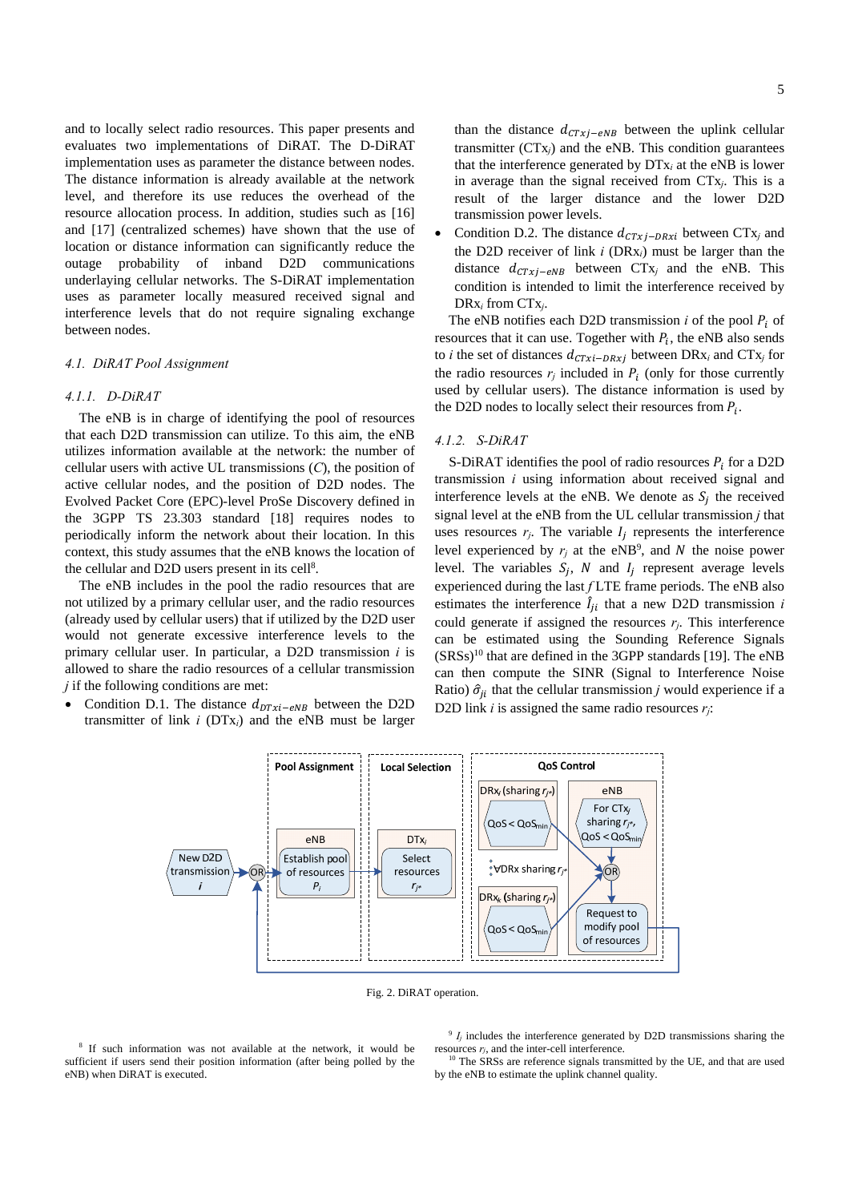and to locally select radio resources. This paper presents and evaluates two implementations of DiRAT. The D-DiRAT implementation uses as parameter the distance between nodes. The distance information is already available at the network level, and therefore its use reduces the overhead of the resource allocation process. In addition, studies such as [16] and [17] (centralized schemes) have shown that the use of location or distance information can significantly reduce the outage probability of inband D2D communications underlaying cellular networks. The S-DiRAT implementation uses as parameter locally measured received signal and interference levels that do not require signaling exchange between nodes.

### *4.1. DiRAT Pool Assignment*

#### *4.1.1. D-DiRAT*

The eNB is in charge of identifying the pool of resources that each D2D transmission can utilize. To this aim, the eNB utilizes information available at the network: the number of cellular users with active UL transmissions (*C*), the position of active cellular nodes, and the position of D2D nodes. The Evolved Packet Core (EPC)-level ProSe Discovery defined in the 3GPP TS 23.303 standard [18] requires nodes to periodically inform the network about their location. In this context, this study assumes that the eNB knows the location of the cellular and D2D users present in its cell[8].

The eNB includes in the pool the radio resources that are not utilized by a primary cellular user, and the radio resources (already used by cellular users) that if utilized by the D2D user would not generate excessive interference levels to the primary cellular user. In particular, a D2D transmission *i* is allowed to share the radio resources of a cellular transmission *j* if the following conditions are met:

- Condition D.1. The distance $d_{DTxi-eNB}$ between the D2D transmitter of link *i* ($DTx_i$) and the eNB must be larger than the distance $d_{CTxj-eNB}$ between the uplink cellular transmitter ($CTx_j$) and the eNB. This condition guarantees that the interference generated by $DTx_i$ at the eNB is lower in average than the signal received from $CTx_j$. This is a result of the larger distance and the lower D2D transmission power levels.
- Condition D.2. The distance $d_{CTxj-DRxi}$ between $CTx_j$ and the D2D receiver of link *i* ($DRx_i$) must be larger than the distance $d_{CTxj-eNB}$ between $CTx_j$ and the eNB. This condition is intended to limit the interference received by $DRx_i$ from $CTx_j$.

The eNB notifies each D2D transmission *i* of the pool $P_i$ of resources that it can use. Together with $P_i$, the eNB also sends to *i* the set of distances $d_{CTxi-DRxj}$ between $DRx_i$ and $CTx_j$ for the radio resources $r_j$ included in $P_i$ (only for those currently used by cellular users). The distance information is used by the D2D nodes to locally select their resources from $P_i$.

#### *4.1.2. S-DiRAT*

S-DiRAT identifies the pool of radio resources $P_i$ for a D2D transmission *i* using information about received signal and interference levels at the eNB. We denote as $S_j$ the received signal level at the eNB from the UL cellular transmission *j* that uses resources $r_j$. The variable $I_j$ represents the interference level experienced by $r_j$ at the eNB[9], and *N* the noise power level. The variables $S_j$, *N* and $I_j$ represent average levels experienced during the last *f* LTE frame periods. The eNB also estimates the interference $\hat{I}_{ji}$ that a new D2D transmission *i* could generate if assigned the resources $r_j$. This interference can be estimated using the Sounding Reference Signals (SRSs)[10] that are defined in the 3GPP standards [19]. The eNB can then compute the SINR (Signal to Interference Noise Ratio) $\hat{\sigma}_{ji}$ that the cellular transmission *j* would experience if a D2D link *i* is assigned the same radio resources $r_j$:

Fig. 2. DiRAT operation.

[8] If such information was not available at the network, it would be sufficient if users send their position information (after being polled by the eNB) when DiRAT is executed.

[9] $I_j$ includes the interference generated by D2D transmissions sharing the resources $r_j$, and the inter-cell interference.

[10] The SRSs are reference signals transmitted by the UE, and that are used by the eNB to estimate the uplink channel quality.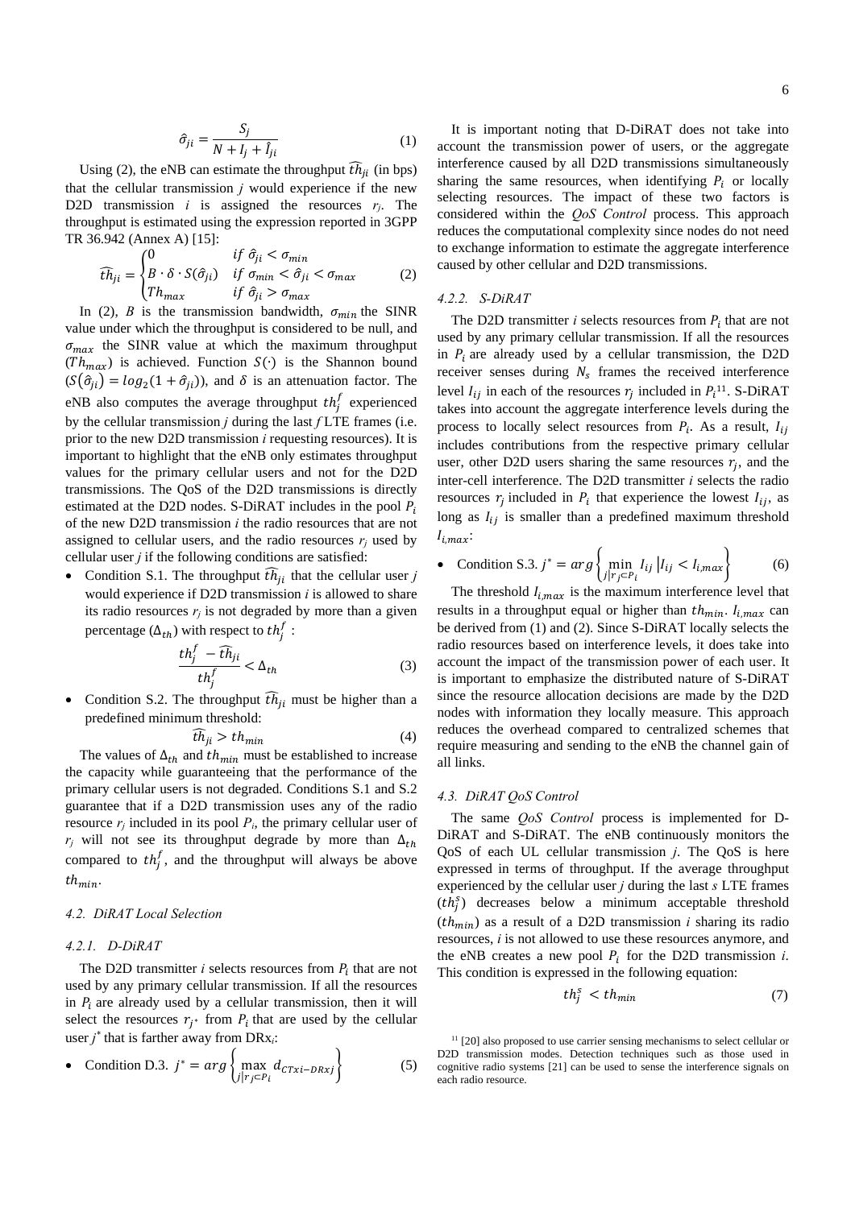$$\hat{\sigma}_{ji} = \frac{S_j}{N + I_j + \hat{I}_{ji}} \quad (1)$$

Using (2), the eNB can estimate the throughput $\widehat{th}_{ji}$ (in bps) that the cellular transmission $j$ would experience if the new D2D transmission $i$ is assigned the resources $r_j$. The throughput is estimated using the expression reported in 3GPP TR 36.942 (Annex A) [15]:

$$\widehat{th}_{ji} = \begin{cases} 0 & if\ \hat{\sigma}_{ji} < \sigma_{min} \\ B \cdot \delta \cdot S(\hat{\sigma}_{ji}) & if\ \sigma_{min} < \hat{\sigma}_{ji} < \sigma_{max} \\ Th_{max} & if\ \hat{\sigma}_{ji} > \sigma_{max} \end{cases} \quad (2)$$

In (2), $B$ is the transmission bandwidth, $\sigma_{min}$ the SINR value under which the throughput is considered to be null, and $\sigma_{max}$ the SINR value at which the maximum throughput ($Th_{max}$) is achieved. Function $S(\cdot)$ is the Shannon bound ($S(\hat{\sigma}_{ji}) = log_2(1 + \hat{\sigma}_{ji})$), and $\delta$ is an attenuation factor. The eNB also computes the average throughput $th_j^f$ experienced by the cellular transmission $j$ during the last $f$ LTE frames (i.e. prior to the new D2D transmission $i$ requesting resources). It is important to highlight that the eNB only estimates throughput values for the primary cellular users and not for the D2D transmissions. The QoS of the D2D transmissions is directly estimated at the D2D nodes. S-DiRAT includes in the pool $P_i$ of the new D2D transmission $i$ the radio resources that are not assigned to cellular users, and the radio resources $r_j$ used by cellular user $j$ if the following conditions are satisfied:

- Condition S.1. The throughput $\widehat{th}_{ji}$ that the cellular user $j$ would experience if D2D transmission $i$ is allowed to share its radio resources $r_j$ is not degraded by more than a given percentage ($\Delta_{th}$) with respect to $th_j^f$ :

$$\frac{th_j^f - \widehat{th}_{ji}}{th_j^f} < \Delta_{th} \quad (3)$$

- Condition S.2. The throughput $\widehat{th}_{ji}$ must be higher than a predefined minimum threshold:

$$\widehat{th}_{ji} > th_{min} \quad (4)$$

The values of $\Delta_{th}$ and $th_{min}$ must be established to increase the capacity while guaranteeing that the performance of the primary cellular users is not degraded. Conditions S.1 and S.2 guarantee that if a D2D transmission uses any of the radio resource $r_j$ included in its pool $P_i$, the primary cellular user of $r_j$ will not see its throughput degrade by more than $\Delta_{th}$ compared to $th_j^f$, and the throughput will always be above $th_{min}$.

### 4.2. DiRAT Local Selection

#### 4.2.1. D-DiRAT

The D2D transmitter $i$ selects resources from $P_i$ that are not used by any primary cellular transmission. If all the resources in $P_i$ are already used by a cellular transmission, then it will select the resources $r_{j^*}$ from $P_i$ that are used by the cellular user $j^*$ that is farther away from DRx$_i$:

- Condition D.3. $j^* = arg\left\{\max_{j|r_j \subset P_i} d_{CTxi-DRxj}\right\}$ (5)

It is important noting that D-DiRAT does not take into account the transmission power of users, or the aggregate interference caused by all D2D transmissions simultaneously sharing the same resources, when identifying $P_i$ or locally selecting resources. The impact of these two factors is considered within the *QoS Control* process. This approach reduces the computational complexity since nodes do not need to exchange information to estimate the aggregate interference caused by other cellular and D2D transmissions.

#### 4.2.2. S-DiRAT

The D2D transmitter $i$ selects resources from $P_i$ that are not used by any primary cellular transmission. If all the resources in $P_i$ are already used by a cellular transmission, the D2D receiver senses during $N_s$ frames the received interference level $I_{ij}$ in each of the resources $r_j$ included in $P_i$[11]. S-DiRAT takes into account the aggregate interference levels during the process to locally select resources from $P_i$. As a result, $I_{ij}$ includes contributions from the respective primary cellular user, other D2D users sharing the same resources $r_j$, and the inter-cell interference. The D2D transmitter $i$ selects the radio resources $r_j$ included in $P_i$ that experience the lowest $I_{ij}$, as long as $I_{ij}$ is smaller than a predefined maximum threshold $I_{i,max}$:

- Condition S.3. $j^* = arg\left\{\min_{j|r_j \subset P_i} I_{ij} \,\middle|\, I_{ij} < I_{i,max}\right\}$ (6)

The threshold $I_{i,max}$ is the maximum interference level that results in a throughput equal or higher than $th_{min}$. $I_{i,max}$ can be derived from (1) and (2). Since S-DiRAT locally selects the radio resources based on interference levels, it does take into account the impact of the transmission power of each user. It is important to emphasize the distributed nature of S-DiRAT since the resource allocation decisions are made by the D2D nodes with information they locally measure. This approach reduces the overhead compared to centralized schemes that require measuring and sending to the eNB the channel gain of all links.

### 4.3. DiRAT QoS Control

The same *QoS Control* process is implemented for D-DiRAT and S-DiRAT. The eNB continuously monitors the QoS of each UL cellular transmission $j$. The QoS is here expressed in terms of throughput. If the average throughput experienced by the cellular user $j$ during the last $s$ LTE frames ($th_j^s$) decreases below a minimum acceptable threshold ($th_{min}$) as a result of a D2D transmission $i$ sharing its radio resources, $i$ is not allowed to use these resources anymore, and the eNB creates a new pool $P_i$ for the D2D transmission $i$. This condition is expressed in the following equation:

$$th_j^s < th_{min} \quad (7)$$

[11] [20] also proposed to use carrier sensing mechanisms to select cellular or D2D transmission modes. Detection techniques such as those used in cognitive radio systems [21] can be used to sense the interference signals on each radio resource.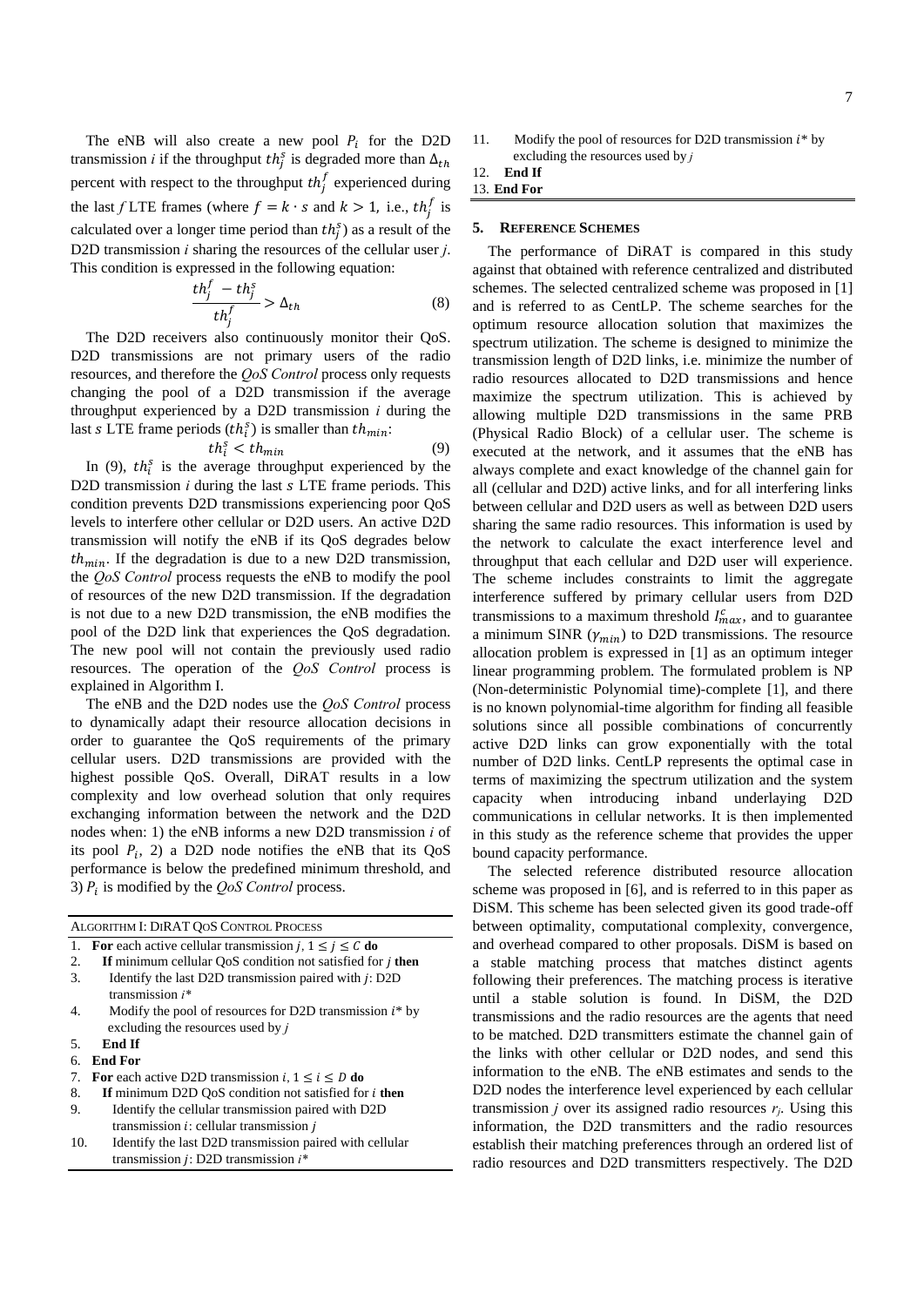The eNB will also create a new pool $P_i$ for the D2D transmission $i$ if the throughput $th_j^s$ is degraded more than $\Delta_{th}$ percent with respect to the throughput $th_j^f$ experienced during the last $f$ LTE frames (where $f = k \cdot s$ and $k > 1$, i.e., $th_j^f$ is calculated over a longer time period than $th_j^s$) as a result of the D2D transmission $i$ sharing the resources of the cellular user $j$. This condition is expressed in the following equation:

$$\frac{th_j^f - th_j^s}{th_j^f} > \Delta_{th} \tag{8}$$

The D2D receivers also continuously monitor their QoS. D2D transmissions are not primary users of the radio resources, and therefore the *QoS Control* process only requests changing the pool of a D2D transmission if the average throughput experienced by a D2D transmission $i$ during the last $s$ LTE frame periods ($th_i^s$) is smaller than $th_{min}$:

$$th_i^s < th_{min} \tag{9}$$

In (9), $th_i^s$ is the average throughput experienced by the D2D transmission $i$ during the last $s$ LTE frame periods. This condition prevents D2D transmissions experiencing poor QoS levels to interfere other cellular or D2D users. An active D2D transmission will notify the eNB if its QoS degrades below $th_{min}$. If the degradation is due to a new D2D transmission, the *QoS Control* process requests the eNB to modify the pool of resources of the new D2D transmission. If the degradation is not due to a new D2D transmission, the eNB modifies the pool of the D2D link that experiences the QoS degradation. The new pool will not contain the previously used radio resources. The operation of the *QoS Control* process is explained in Algorithm I.

The eNB and the D2D nodes use the *QoS Control* process to dynamically adapt their resource allocation decisions in order to guarantee the QoS requirements of the primary cellular users. D2D transmissions are provided with the highest possible QoS. Overall, DiRAT results in a low complexity and low overhead solution that only requires exchanging information between the network and the D2D nodes when: 1) the eNB informs a new D2D transmission $i$ of its pool $P_i$, 2) a D2D node notifies the eNB that its QoS performance is below the predefined minimum threshold, and 3) $P_i$ is modified by the *QoS Control* process.

ALGORITHM I: DIRAT QOS CONTROL PROCESS

1. **For** each active cellular transmission $j$, $1 \leq j \leq C$ **do**
2. **If** minimum cellular QoS condition not satisfied for $j$ **then**
3. Identify the last D2D transmission paired with $j$: D2D transmission $i$*
4. Modify the pool of resources for D2D transmission $i$* by excluding the resources used by $j$
5. **End If**
6. **End For**
7. **For** each active D2D transmission $i$, $1 \leq i \leq D$ **do**
8. **If** minimum D2D QoS condition not satisfied for $i$ **then**
9. Identify the cellular transmission paired with D2D transmission $i$: cellular transmission $j$
10. Identify the last D2D transmission paired with cellular transmission $j$: D2D transmission $i$*
11. Modify the pool of resources for D2D transmission $i$* by excluding the resources used by $j$
12. **End If**
13. **End For**

## 5. REFERENCE SCHEMES

The performance of DiRAT is compared in this study against that obtained with reference centralized and distributed schemes. The selected centralized scheme was proposed in [1] and is referred to as CentLP. The scheme searches for the optimum resource allocation solution that maximizes the spectrum utilization. The scheme is designed to minimize the transmission length of D2D links, i.e. minimize the number of radio resources allocated to D2D transmissions and hence maximize the spectrum utilization. This is achieved by allowing multiple D2D transmissions in the same PRB (Physical Radio Block) of a cellular user. The scheme is executed at the network, and it assumes that the eNB has always complete and exact knowledge of the channel gain for all (cellular and D2D) active links, and for all interfering links between cellular and D2D users as well as between D2D users sharing the same radio resources. This information is used by the network to calculate the exact interference level and throughput that each cellular and D2D user will experience. The scheme includes constraints to limit the aggregate interference suffered by primary cellular users from D2D transmissions to a maximum threshold $I_{max}^c$, and to guarantee a minimum SINR ($\gamma_{min}$) to D2D transmissions. The resource allocation problem is expressed in [1] as an optimum integer linear programming problem. The formulated problem is NP (Non-deterministic Polynomial time)-complete [1], and there is no known polynomial-time algorithm for finding all feasible solutions since all possible combinations of concurrently active D2D links can grow exponentially with the total number of D2D links. CentLP represents the optimal case in terms of maximizing the spectrum utilization and the system capacity when introducing inband underlaying D2D communications in cellular networks. It is then implemented in this study as the reference scheme that provides the upper bound capacity performance.

The selected reference distributed resource allocation scheme was proposed in [6], and is referred to in this paper as DiSM. This scheme has been selected given its good trade-off between optimality, computational complexity, convergence, and overhead compared to other proposals. DiSM is based on a stable matching process that matches distinct agents following their preferences. The matching process is iterative until a stable solution is found. In DiSM, the D2D transmissions and the radio resources are the agents that need to be matched. D2D transmitters estimate the channel gain of the links with other cellular or D2D nodes, and send this information to the eNB. The eNB estimates and sends to the D2D nodes the interference level experienced by each cellular transmission $j$ over its assigned radio resources $r_j$. Using this information, the D2D transmitters and the radio resources establish their matching preferences through an ordered list of radio resources and D2D transmitters respectively. The D2D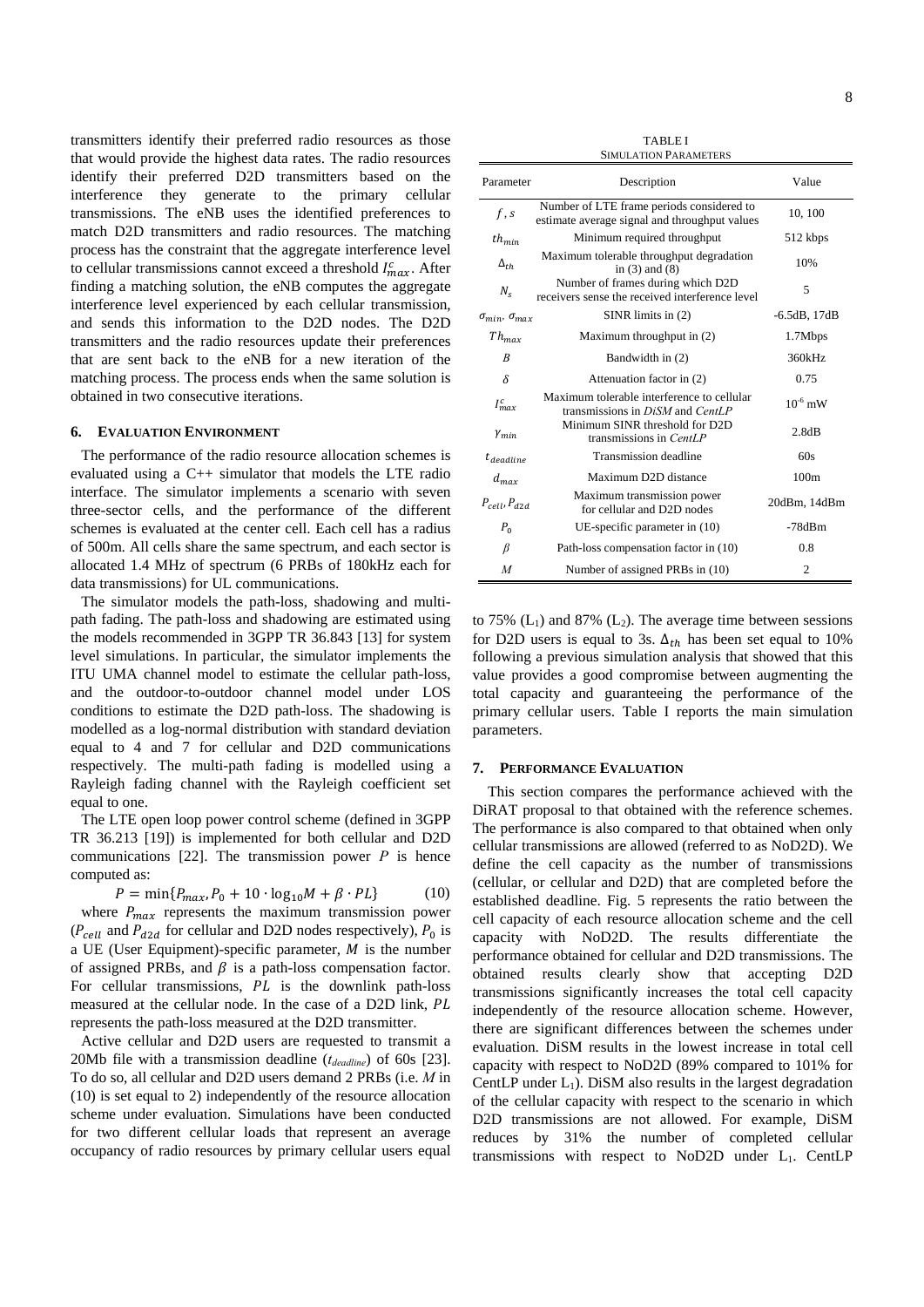transmitters identify their preferred radio resources as those that would provide the highest data rates. The radio resources identify their preferred D2D transmitters based on the interference they generate to the primary cellular transmissions. The eNB uses the identified preferences to match D2D transmitters and radio resources. The matching process has the constraint that the aggregate interference level to cellular transmissions cannot exceed a threshold $I_{max}^{c}$. After finding a matching solution, the eNB computes the aggregate interference level experienced by each cellular transmission, and sends this information to the D2D nodes. The D2D transmitters and the radio resources update their preferences that are sent back to the eNB for a new iteration of the matching process. The process ends when the same solution is obtained in two consecutive iterations.

## 6. Evaluation Environment

The performance of the radio resource allocation schemes is evaluated using a C++ simulator that models the LTE radio interface. The simulator implements a scenario with seven three-sector cells, and the performance of the different schemes is evaluated at the center cell. Each cell has a radius of 500m. All cells share the same spectrum, and each sector is allocated 1.4 MHz of spectrum (6 PRBs of 180kHz each for data transmissions) for UL communications.

The simulator models the path-loss, shadowing and multi-path fading. The path-loss and shadowing are estimated using the models recommended in 3GPP TR 36.843 [13] for system level simulations. In particular, the simulator implements the ITU UMA channel model to estimate the cellular path-loss, and the outdoor-to-outdoor channel model under LOS conditions to estimate the D2D path-loss. The shadowing is modelled as a log-normal distribution with standard deviation equal to 4 and 7 for cellular and D2D communications respectively. The multi-path fading is modelled using a Rayleigh fading channel with the Rayleigh coefficient set equal to one.

The LTE open loop power control scheme (defined in 3GPP TR 36.213 [19]) is implemented for both cellular and D2D communications [22]. The transmission power $P$ is hence computed as:

$$P = \min\{P_{max}, P_0 + 10 \cdot \log_{10} M + \beta \cdot PL\} \quad (10)$$

where $P_{max}$ represents the maximum transmission power ($P_{cell}$ and $P_{d2d}$ for cellular and D2D nodes respectively), $P_0$ is a UE (User Equipment)-specific parameter, $M$ is the number of assigned PRBs, and $\beta$ is a path-loss compensation factor. For cellular transmissions, $PL$ is the downlink path-loss measured at the cellular node. In the case of a D2D link, $PL$ represents the path-loss measured at the D2D transmitter.

Active cellular and D2D users are requested to transmit a 20Mb file with a transmission deadline ($t_{deadline}$) of 60s [23]. To do so, all cellular and D2D users demand 2 PRBs (i.e. $M$ in (10) is set equal to 2) independently of the resource allocation scheme under evaluation. Simulations have been conducted for two different cellular loads that represent an average occupancy of radio resources by primary cellular users equal to 75% ($L_1$) and 87% ($L_2$). The average time between sessions for D2D users is equal to 3s. $\Delta_{th}$ has been set equal to 10% following a previous simulation analysis that showed that this value provides a good compromise between augmenting the total capacity and guaranteeing the performance of the primary cellular users. Table I reports the main simulation parameters.

TABLE I
SIMULATION PARAMETERS

| Parameter | Description | Value |
|---|---|---|
| $f$, $s$ | Number of LTE frame periods considered to estimate average signal and throughput values | 10, 100 |
| $th_{min}$ | Minimum required throughput | 512 kbps |
| $\Delta_{th}$ | Maximum tolerable throughput degradation in (3) and (8) | 10% |
| $N_s$ | Number of frames during which D2D receivers sense the received interference level | 5 |
| $\sigma_{min}$, $\sigma_{max}$ | SINR limits in (2) | -6.5dB, 17dB |
| $Th_{max}$ | Maximum throughput in (2) | 1.7Mbps |
| $B$ | Bandwidth in (2) | 360kHz |
| $\delta$ | Attenuation factor in (2) | 0.75 |
| $I_{max}^{c}$ | Maximum tolerable interference to cellular transmissions in *DiSM* and *CentLP* | $10^{-6}$ mW |
| $\gamma_{min}$ | Minimum SINR threshold for D2D transmissions in *CentLP* | 2.8dB |
| $t_{deadline}$ | Transmission deadline | 60s |
| $d_{max}$ | Maximum D2D distance | 100m |
| $P_{cell}$, $P_{d2d}$ | Maximum transmission power for cellular and D2D nodes | 20dBm, 14dBm |
| $P_0$ | UE-specific parameter in (10) | -78dBm |
| $\beta$ | Path-loss compensation factor in (10) | 0.8 |
| $M$ | Number of assigned PRBs in (10) | 2 |

## 7. Performance Evaluation

This section compares the performance achieved with the DiRAT proposal to that obtained with the reference schemes. The performance is also compared to that obtained when only cellular transmissions are allowed (referred to as NoD2D). We define the cell capacity as the number of transmissions (cellular, or cellular and D2D) that are completed before the established deadline. Fig. 5 represents the ratio between the cell capacity of each resource allocation scheme and the cell capacity with NoD2D. The results differentiate the performance obtained for cellular and D2D transmissions. The obtained results clearly show that accepting D2D transmissions significantly increases the total cell capacity independently of the resource allocation scheme. However, there are significant differences between the schemes under evaluation. DiSM results in the lowest increase in total cell capacity with respect to NoD2D (89% compared to 101% for CentLP under $L_1$). DiSM also results in the largest degradation of the cellular capacity with respect to the scenario in which D2D transmissions are not allowed. For example, DiSM reduces by 31% the number of completed cellular transmissions with respect to NoD2D under $L_1$. CentLP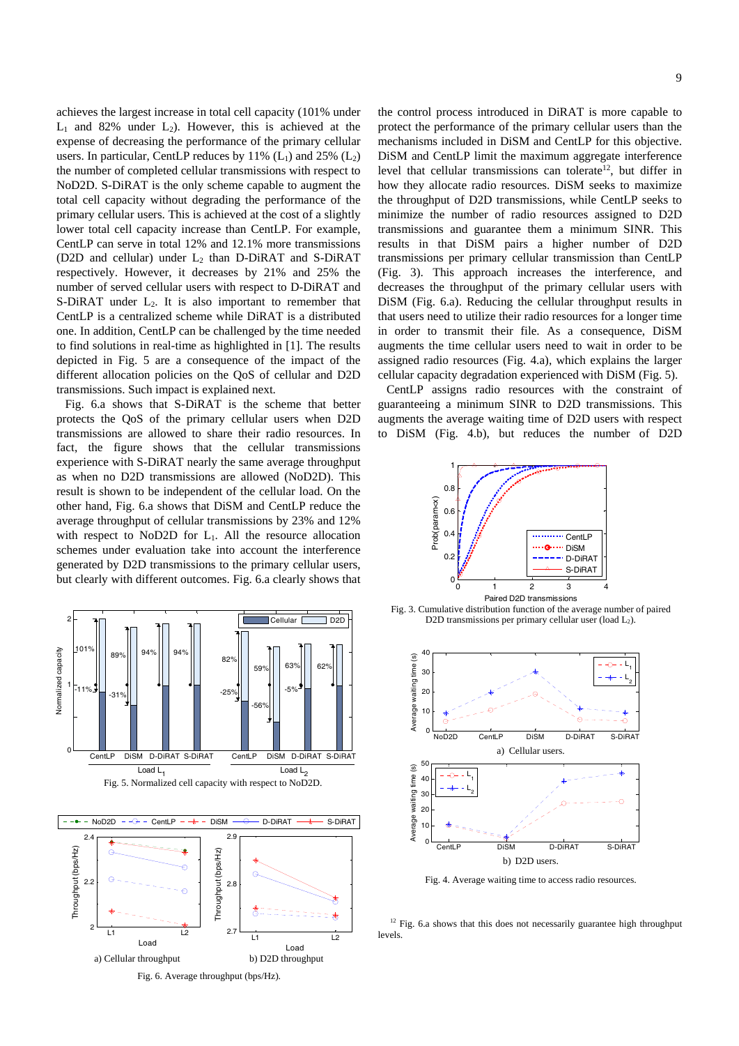achieves the largest increase in total cell capacity (101% under $L_1$ and 82% under $L_2$). However, this is achieved at the expense of decreasing the performance of the primary cellular users. In particular, CentLP reduces by 11% ($L_1$) and 25% ($L_2$) the number of completed cellular transmissions with respect to NoD2D. S-DiRAT is the only scheme capable to augment the total cell capacity without degrading the performance of the primary cellular users. This is achieved at the cost of a slightly lower total cell capacity increase than CentLP. For example, CentLP can serve in total 12% and 12.1% more transmissions (D2D and cellular) under $L_2$ than D-DiRAT and S-DiRAT respectively. However, it decreases by 21% and 25% the number of served cellular users with respect to D-DiRAT and S-DiRAT under $L_2$. It is also important to remember that CentLP is a centralized scheme while DiRAT is a distributed one. In addition, CentLP can be challenged by the time needed to find solutions in real-time as highlighted in [1]. The results depicted in Fig. 5 are a consequence of the impact of the different allocation policies on the QoS of cellular and D2D transmissions. Such impact is explained next.

Fig. 6.a shows that S-DiRAT is the scheme that better protects the QoS of the primary cellular users when D2D transmissions are allowed to share their radio resources. In fact, the figure shows that the cellular transmissions experience with S-DiRAT nearly the same average throughput as when no D2D transmissions are allowed (NoD2D). This result is shown to be independent of the cellular load. On the other hand, Fig. 6.a shows that DiSM and CentLP reduce the average throughput of cellular transmissions by 23% and 12% with respect to NoD2D for $L_1$. All the resource allocation schemes under evaluation take into account the interference generated by D2D transmissions to the primary cellular users, but clearly with different outcomes. Fig. 6.a clearly shows that the control process introduced in DiRAT is more capable to protect the performance of the primary cellular users than the mechanisms included in DiSM and CentLP for this objective. DiSM and CentLP limit the maximum aggregate interference level that cellular transmissions can tolerate[12], but differ in how they allocate radio resources. DiSM seeks to maximize the throughput of D2D transmissions, while CentLP seeks to minimize the number of radio resources assigned to D2D transmissions and guarantee them a minimum SINR. This results in that DiSM pairs a higher number of D2D transmissions per primary cellular transmission than CentLP (Fig. 3). This approach increases the interference, and decreases the throughput of the primary cellular users with DiSM (Fig. 6.a). Reducing the cellular throughput results in that users need to utilize their radio resources for a longer time in order to transmit their file. As a consequence, DiSM augments the time cellular users need to wait in order to be assigned radio resources (Fig. 4.a), which explains the larger cellular capacity degradation experienced with DiSM (Fig. 5).

CentLP assigns radio resources with the constraint of guaranteeing a minimum SINR to D2D transmissions. This augments the average waiting time of D2D users with respect to DiSM (Fig. 4.b), but reduces the number of D2D

Fig. 5. Normalized cell capacity with respect to NoD2D.

a) Cellular throughput

b) D2D throughput

Fig. 6. Average throughput (bps/Hz).

Fig. 3. Cumulative distribution function of the average number of paired D2D transmissions per primary cellular user (load $L_2$).

a) Cellular users.

b) D2D users.

Fig. 4. Average waiting time to access radio resources.

[12] Fig. 6.a shows that this does not necessarily guarantee high throughput levels.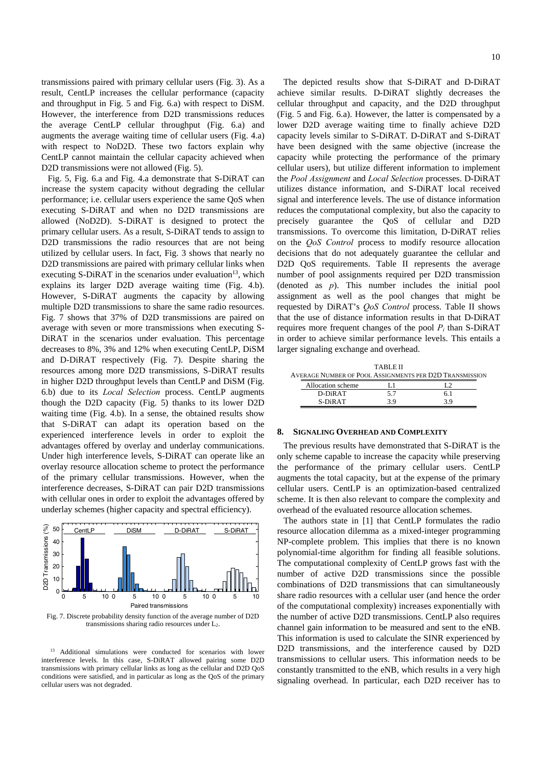transmissions paired with primary cellular users (Fig. 3). As a result, CentLP increases the cellular performance (capacity and throughput in Fig. 5 and Fig. 6.a) with respect to DiSM. However, the interference from D2D transmissions reduces the average CentLP cellular throughput (Fig. 6.a) and augments the average waiting time of cellular users (Fig. 4.a) with respect to NoD2D. These two factors explain why CentLP cannot maintain the cellular capacity achieved when D2D transmissions were not allowed (Fig. 5).

Fig. 5, Fig. 6.a and Fig. 4.a demonstrate that S-DiRAT can increase the system capacity without degrading the cellular performance; i.e. cellular users experience the same QoS when executing S-DiRAT and when no D2D transmissions are allowed (NoD2D). S-DiRAT is designed to protect the primary cellular users. As a result, S-DiRAT tends to assign to D2D transmissions the radio resources that are not being utilized by cellular users. In fact, Fig. 3 shows that nearly no D2D transmissions are paired with primary cellular links when executing S-DiRAT in the scenarios under evaluation[13], which explains its larger D2D average waiting time (Fig. 4.b). However, S-DiRAT augments the capacity by allowing multiple D2D transmissions to share the same radio resources. Fig. 7 shows that 37% of D2D transmissions are paired on average with seven or more transmissions when executing S-DiRAT in the scenarios under evaluation. This percentage decreases to 8%, 3% and 12% when executing CentLP, DiSM and D-DiRAT respectively (Fig. 7). Despite sharing the resources among more D2D transmissions, S-DiRAT results in higher D2D throughput levels than CentLP and DiSM (Fig. 6.b) due to its *Local Selection* process. CentLP augments though the D2D capacity (Fig. 5) thanks to its lower D2D waiting time (Fig. 4.b). In a sense, the obtained results show that S-DiRAT can adapt its operation based on the experienced interference levels in order to exploit the advantages offered by overlay and underlay communications. Under high interference levels, S-DiRAT can operate like an overlay resource allocation scheme to protect the performance of the primary cellular transmissions. However, when the interference decreases, S-DiRAT can pair D2D transmissions with cellular ones in order to exploit the advantages offered by underlay schemes (higher capacity and spectral efficiency).

Fig. 7. Discrete probability density function of the average number of D2D transmissions sharing radio resources under $L_2$.

[13] Additional simulations were conducted for scenarios with lower interference levels. In this case, S-DiRAT allowed pairing some D2D transmissions with primary cellular links as long as the cellular and D2D QoS conditions were satisfied, and in particular as long as the QoS of the primary cellular users was not degraded.

The depicted results show that S-DiRAT and D-DiRAT achieve similar results. D-DiRAT slightly decreases the cellular throughput and capacity, and the D2D throughput (Fig. 5 and Fig. 6.a). However, the latter is compensated by a lower D2D average waiting time to finally achieve D2D capacity levels similar to S-DiRAT. D-DiRAT and S-DiRAT have been designed with the same objective (increase the capacity while protecting the performance of the primary cellular users), but utilize different information to implement the *Pool Assignment* and *Local Selection* processes. D-DiRAT utilizes distance information, and S-DiRAT local received signal and interference levels. The use of distance information reduces the computational complexity, but also the capacity to precisely guarantee the QoS of cellular and D2D transmissions. To overcome this limitation, D-DiRAT relies on the *QoS Control* process to modify resource allocation decisions that do not adequately guarantee the cellular and D2D QoS requirements. Table II represents the average number of pool assignments required per D2D transmission (denoted as $p$). This number includes the initial pool assignment as well as the pool changes that might be requested by DiRAT's *QoS Control* process. Table II shows that the use of distance information results in that D-DiRAT requires more frequent changes of the pool $P_i$ than S-DiRAT in order to achieve similar performance levels. This entails a larger signaling exchange and overhead.

TABLE II
AVERAGE NUMBER OF POOL ASSIGNMENTS PER D2D TRANSMISSION

| Allocation scheme | L1 | L2 |
|---|---|---|
| D-DiRAT | 5.7 | 6.1 |
| S-DiRAT | 3.9 | 3.9 |

## 8. Signaling Overhead and Complexity

The previous results have demonstrated that S-DiRAT is the only scheme capable to increase the capacity while preserving the performance of the primary cellular users. CentLP augments the total capacity, but at the expense of the primary cellular users. CentLP is an optimization-based centralized scheme. It is then also relevant to compare the complexity and overhead of the evaluated resource allocation schemes.

The authors state in [1] that CentLP formulates the radio resource allocation dilemma as a mixed-integer programming NP-complete problem. This implies that there is no known polynomial-time algorithm for finding all feasible solutions. The computational complexity of CentLP grows fast with the number of active D2D transmissions since the possible combinations of D2D transmissions that can simultaneously share radio resources with a cellular user (and hence the order of the computational complexity) increases exponentially with the number of active D2D transmissions. CentLP also requires channel gain information to be measured and sent to the eNB. This information is used to calculate the SINR experienced by D2D transmissions, and the interference caused by D2D transmissions to cellular users. This information needs to be constantly transmitted to the eNB, which results in a very high signaling overhead. In particular, each D2D receiver has to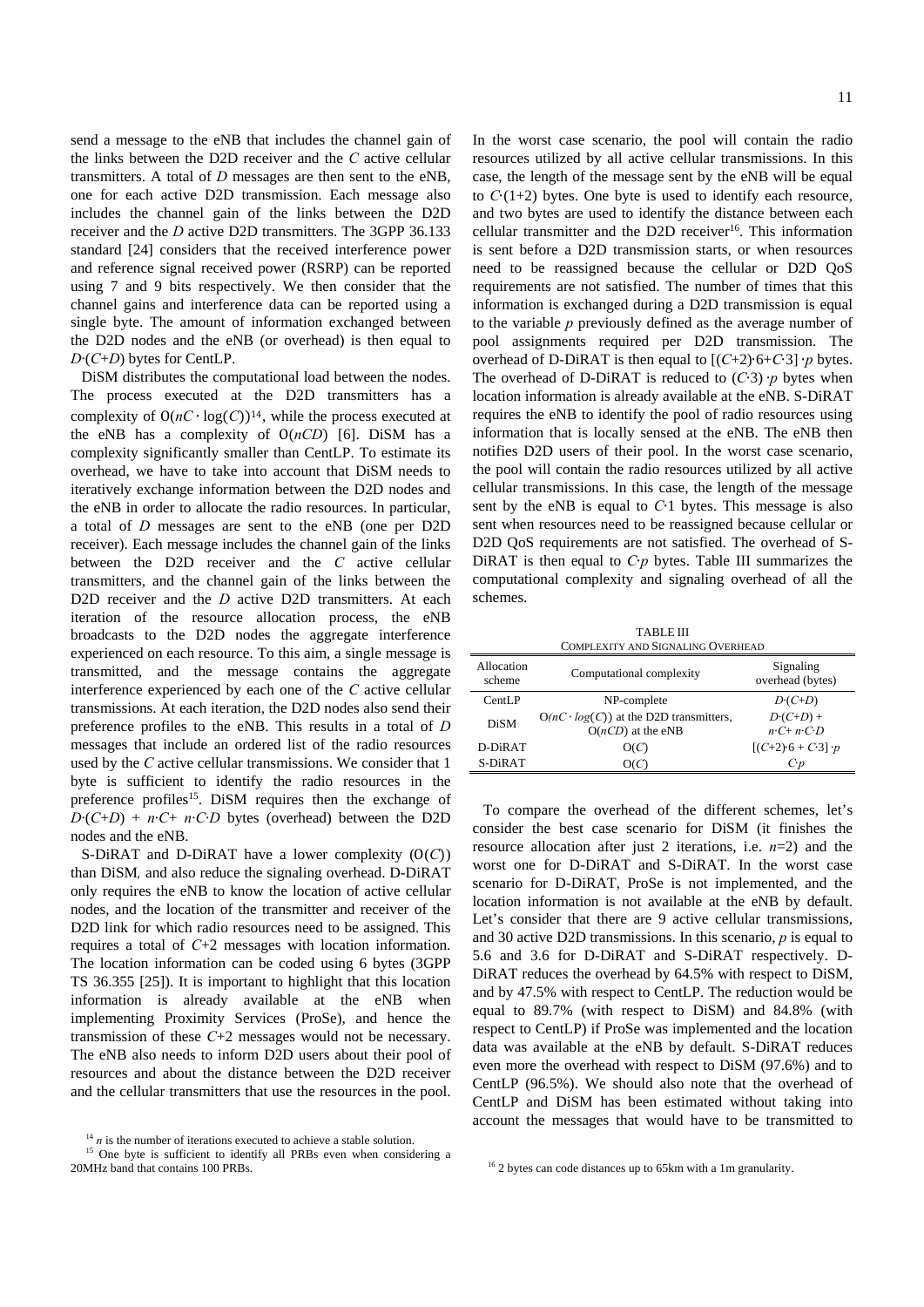send a message to the eNB that includes the channel gain of the links between the D2D receiver and the $C$ active cellular transmitters. A total of $D$ messages are then sent to the eNB, one for each active D2D transmission. Each message also includes the channel gain of the links between the D2D receiver and the $D$ active D2D transmitters. The 3GPP 36.133 standard [24] considers that the received interference power and reference signal received power (RSRP) can be reported using 7 and 9 bits respectively. We then consider that the channel gains and interference data can be reported using a single byte. The amount of information exchanged between the D2D nodes and the eNB (or overhead) is then equal to $D{\cdot}(C{+}D)$ bytes for CentLP.

DiSM distributes the computational load between the nodes. The process executed at the D2D transmitters has a complexity of $O(nC \cdot \log(C))$[14], while the process executed at the eNB has a complexity of $O(nCD)$ [6]. DiSM has a complexity significantly smaller than CentLP. To estimate its overhead, we have to take into account that DiSM needs to iteratively exchange information between the D2D nodes and the eNB in order to allocate the radio resources. In particular, a total of $D$ messages are sent to the eNB (one per D2D receiver). Each message includes the channel gain of the links between the D2D receiver and the $C$ active cellular transmitters, and the channel gain of the links between the D2D receiver and the $D$ active D2D transmitters. At each iteration of the resource allocation process, the eNB broadcasts to the D2D nodes the aggregate interference experienced on each resource. To this aim, a single message is transmitted, and the message contains the aggregate interference experienced by each one of the $C$ active cellular transmissions. At each iteration, the D2D nodes also send their preference profiles to the eNB. This results in a total of $D$ messages that include an ordered list of the radio resources used by the $C$ active cellular transmissions. We consider that 1 byte is sufficient to identify the radio resources in the preference profiles[15]. DiSM requires then the exchange of $D{\cdot}(C{+}D) + n{\cdot}C + n{\cdot}C{\cdot}D$ bytes (overhead) between the D2D nodes and the eNB.

S-DiRAT and D-DiRAT have a lower complexity ($O(C)$) than DiSM, and also reduce the signaling overhead. D-DiRAT only requires the eNB to know the location of active cellular nodes, and the location of the transmitter and receiver of the D2D link for which radio resources need to be assigned. This requires a total of $C$+2 messages with location information. The location information can be coded using 6 bytes (3GPP TS 36.355 [25]). It is important to highlight that this location information is already available at the eNB when implementing Proximity Services (ProSe), and hence the transmission of these $C$+2 messages would not be necessary. The eNB also needs to inform D2D users about their pool of resources and about the distance between the D2D receiver and the cellular transmitters that use the resources in the pool. In the worst case scenario, the pool will contain the radio resources utilized by all active cellular transmissions. In this case, the length of the message sent by the eNB will be equal to $C{\cdot}(1{+}2)$ bytes. One byte is used to identify each resource, and two bytes are used to identify the distance between each cellular transmitter and the D2D receiver[16]. This information is sent before a D2D transmission starts, or when resources need to be reassigned because the cellular or D2D QoS requirements are not satisfied. The number of times that this information is exchanged during a D2D transmission is equal to the variable $p$ previously defined as the average number of pool assignments required per D2D transmission. The overhead of D-DiRAT is then equal to $[(C{+}2){\cdot}6{+}C{\cdot}3]\cdot p$ bytes. The overhead of D-DiRAT is reduced to $(C{\cdot}3)\cdot p$ bytes when location information is already available at the eNB. S-DiRAT requires the eNB to identify the pool of radio resources using information that is locally sensed at the eNB. The eNB then notifies D2D users of their pool. In the worst case scenario, the pool will contain the radio resources utilized by all active cellular transmissions. In this case, the length of the message sent by the eNB is equal to $C{\cdot}1$ bytes. This message is also sent when resources need to be reassigned because cellular or D2D QoS requirements are not satisfied. The overhead of S-DiRAT is then equal to $C{\cdot}p$ bytes. Table III summarizes the computational complexity and signaling overhead of all the schemes.

TABLE III
COMPLEXITY AND SIGNALING OVERHEAD

| Allocation scheme | Computational complexity | Signaling overhead (bytes) |
|---|---|---|
| CentLP | NP-complete | $D{\cdot}(C{+}D)$ |
| DiSM | $O(nC \cdot log(C))$ at the D2D transmitters, $O(nCD)$ at the eNB | $D{\cdot}(C{+}D) + n{\cdot}C + n{\cdot}C{\cdot}D$ |
| D-DiRAT | $O(C)$ | $[(C{+}2){\cdot}6 + C{\cdot}3]\cdot p$ |
| S-DiRAT | $O(C)$ | $C{\cdot}p$ |

To compare the overhead of the different schemes, let's consider the best case scenario for DiSM (it finishes the resource allocation after just 2 iterations, i.e. $n$=2) and the worst one for D-DiRAT and S-DiRAT. In the worst case scenario for D-DiRAT, ProSe is not implemented, and the location information is not available at the eNB by default. Let's consider that there are 9 active cellular transmissions, and 30 active D2D transmissions. In this scenario, $p$ is equal to 5.6 and 3.6 for D-DiRAT and S-DiRAT respectively. D-DiRAT reduces the overhead by 64.5% with respect to DiSM, and by 47.5% with respect to CentLP. The reduction would be equal to 89.7% (with respect to DiSM) and 84.8% (with respect to CentLP) if ProSe was implemented and the location data was available at the eNB by default. S-DiRAT reduces even more the overhead with respect to DiSM (97.6%) and to CentLP (96.5%). We should also note that the overhead of CentLP and DiSM has been estimated without taking into account the messages that would have to be transmitted to

[14] $n$ is the number of iterations executed to achieve a stable solution.

[15] One byte is sufficient to identify all PRBs even when considering a 20MHz band that contains 100 PRBs.

[16] 2 bytes can code distances up to 65km with a 1m granularity.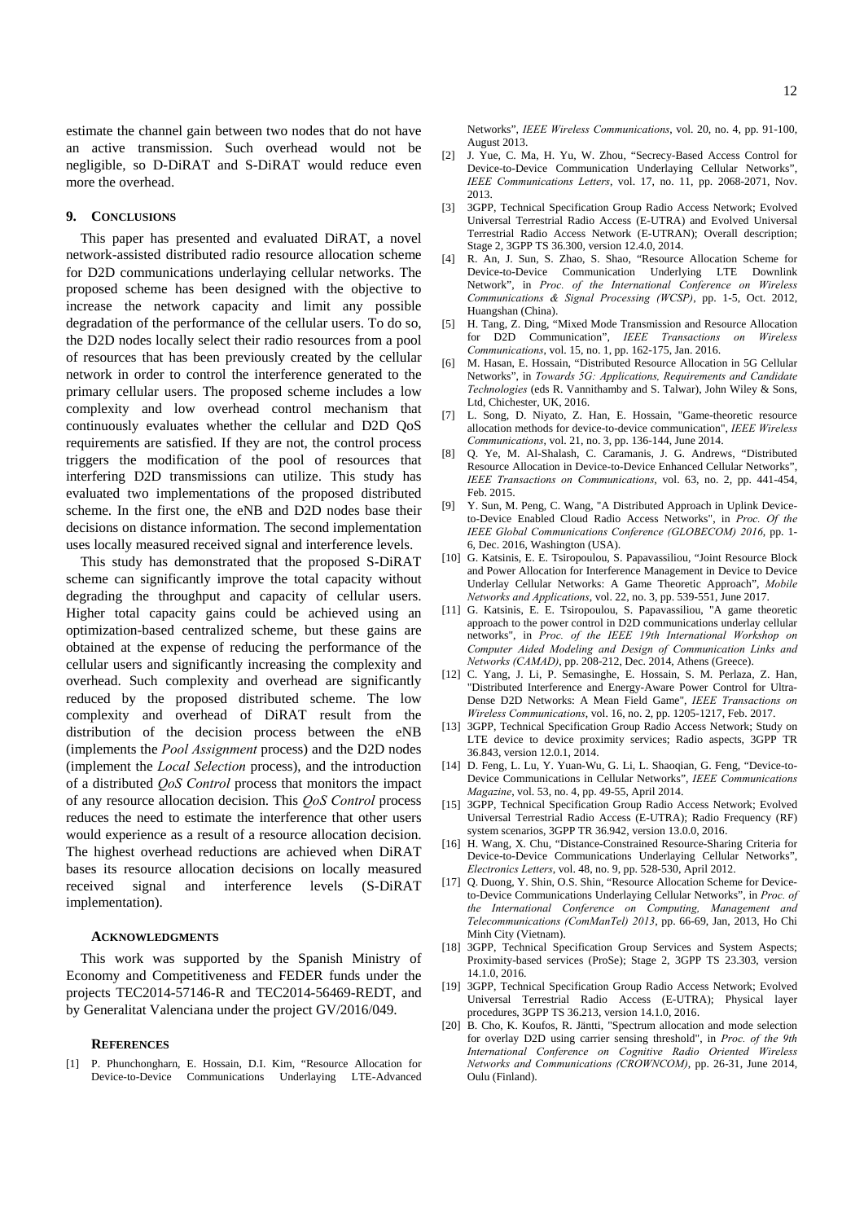estimate the channel gain between two nodes that do not have an active transmission. Such overhead would not be negligible, so D-DiRAT and S-DiRAT would reduce even more the overhead.

## 9. Conclusions

This paper has presented and evaluated DiRAT, a novel network-assisted distributed radio resource allocation scheme for D2D communications underlaying cellular networks. The proposed scheme has been designed with the objective to increase the network capacity and limit any possible degradation of the performance of the cellular users. To do so, the D2D nodes locally select their radio resources from a pool of resources that has been previously created by the cellular network in order to control the interference generated to the primary cellular users. The proposed scheme includes a low complexity and low overhead control mechanism that continuously evaluates whether the cellular and D2D QoS requirements are satisfied. If they are not, the control process triggers the modification of the pool of resources that interfering D2D transmissions can utilize. This study has evaluated two implementations of the proposed distributed scheme. In the first one, the eNB and D2D nodes base their decisions on distance information. The second implementation uses locally measured received signal and interference levels.

This study has demonstrated that the proposed S-DiRAT scheme can significantly improve the total capacity without degrading the throughput and capacity of cellular users. Higher total capacity gains could be achieved using an optimization-based centralized scheme, but these gains are obtained at the expense of reducing the performance of the cellular users and significantly increasing the complexity and overhead. Such complexity and overhead are significantly reduced by the proposed distributed scheme. The low complexity and overhead of DiRAT result from the distribution of the decision process between the eNB (implements the *Pool Assignment* process) and the D2D nodes (implement the *Local Selection* process), and the introduction of a distributed *QoS Control* process that monitors the impact of any resource allocation decision. This *QoS Control* process reduces the need to estimate the interference that other users would experience as a result of a resource allocation decision. The highest overhead reductions are achieved when DiRAT bases its resource allocation decisions on locally measured received signal and interference levels (S-DiRAT implementation).

### Acknowledgments

This work was supported by the Spanish Ministry of Economy and Competitiveness and FEDER funds under the projects TEC2014-57146-R and TEC2014-56469-REDT, and by Generalitat Valenciana under the project GV/2016/049.

### References

[1] P. Phunchongharn, E. Hossain, D.I. Kim, "Resource Allocation for Device-to-Device Communications Underlaying LTE-Advanced Networks", *IEEE Wireless Communications*, vol. 20, no. 4, pp. 91-100, August 2013.

[2] J. Yue, C. Ma, H. Yu, W. Zhou, "Secrecy-Based Access Control for Device-to-Device Communication Underlaying Cellular Networks", *IEEE Communications Letters*, vol. 17, no. 11, pp. 2068-2071, Nov. 2013.

[3] 3GPP, Technical Specification Group Radio Access Network; Evolved Universal Terrestrial Radio Access (E-UTRA) and Evolved Universal Terrestrial Radio Access Network (E-UTRAN); Overall description; Stage 2, 3GPP TS 36.300, version 12.4.0, 2014.

[4] R. An, J. Sun, S. Zhao, S. Shao, "Resource Allocation Scheme for Device-to-Device Communication Underlying LTE Downlink Network", in *Proc. of the International Conference on Wireless Communications & Signal Processing (WCSP)*, pp. 1-5, Oct. 2012, Huangshan (China).

[5] H. Tang, Z. Ding, "Mixed Mode Transmission and Resource Allocation for D2D Communication", *IEEE Transactions on Wireless Communications*, vol. 15, no. 1, pp. 162-175, Jan. 2016.

[6] M. Hasan, E. Hossain, "Distributed Resource Allocation in 5G Cellular Networks", in *Towards 5G: Applications, Requirements and Candidate Technologies* (eds R. Vannithamby and S. Talwar), John Wiley & Sons, Ltd, Chichester, UK, 2016.

[7] L. Song, D. Niyato, Z. Han, E. Hossain, "Game-theoretic resource allocation methods for device-to-device communication", *IEEE Wireless Communications*, vol. 21, no. 3, pp. 136-144, June 2014.

[8] Q. Ye, M. Al-Shalash, C. Caramanis, J. G. Andrews, "Distributed Resource Allocation in Device-to-Device Enhanced Cellular Networks", *IEEE Transactions on Communications*, vol. 63, no. 2, pp. 441-454, Feb. 2015.

[9] Y. Sun, M. Peng, C. Wang, "A Distributed Approach in Uplink Device-to-Device Enabled Cloud Radio Access Networks", in *Proc. Of the IEEE Global Communications Conference (GLOBECOM) 2016*, pp. 1-6, Dec. 2016, Washington (USA).

[10] G. Katsinis, E. E. Tsiropoulou, S. Papavassiliou, "Joint Resource Block and Power Allocation for Interference Management in Device to Device Underlay Cellular Networks: A Game Theoretic Approach", *Mobile Networks and Applications*, vol. 22, no. 3, pp. 539-551, June 2017.

[11] G. Katsinis, E. E. Tsiropoulou, S. Papavassiliou, "A game theoretic approach to the power control in D2D communications underlay cellular networks", in *Proc. of the IEEE 19th International Workshop on Computer Aided Modeling and Design of Communication Links and Networks (CAMAD)*, pp. 208-212, Dec. 2014, Athens (Greece).

[12] C. Yang, J. Li, P. Semasinghe, E. Hossain, S. M. Perlaza, Z. Han, "Distributed Interference and Energy-Aware Power Control for Ultra-Dense D2D Networks: A Mean Field Game", *IEEE Transactions on Wireless Communications*, vol. 16, no. 2, pp. 1205-1217, Feb. 2017.

[13] 3GPP, Technical Specification Group Radio Access Network; Study on LTE device to device proximity services; Radio aspects, 3GPP TR 36.843, version 12.0.1, 2014.

[14] D. Feng, L. Lu, Y. Yuan-Wu, G. Li, L. Shaoqian, G. Feng, "Device-to-Device Communications in Cellular Networks", *IEEE Communications Magazine*, vol. 53, no. 4, pp. 49-55, April 2014.

[15] 3GPP, Technical Specification Group Radio Access Network; Evolved Universal Terrestrial Radio Access (E-UTRA); Radio Frequency (RF) system scenarios, 3GPP TR 36.942, version 13.0.0, 2016.

[16] H. Wang, X. Chu, "Distance-Constrained Resource-Sharing Criteria for Device-to-Device Communications Underlaying Cellular Networks", *Electronics Letters*, vol. 48, no. 9, pp. 528-530, April 2012.

[17] Q. Duong, Y. Shin, O.S. Shin, "Resource Allocation Scheme for Device-to-Device Communications Underlaying Cellular Networks", in *Proc. of the International Conference on Computing, Management and Telecommunications (ComManTel) 2013*, pp. 66-69, Jan, 2013, Ho Chi Minh City (Vietnam).

[18] 3GPP, Technical Specification Group Services and System Aspects; Proximity-based services (ProSe); Stage 2, 3GPP TS 23.303, version 14.1.0, 2016.

[19] 3GPP, Technical Specification Group Radio Access Network; Evolved Universal Terrestrial Radio Access (E-UTRA); Physical layer procedures, 3GPP TS 36.213, version 14.1.0, 2016.

[20] B. Cho, K. Koufos, R. Jäntti, "Spectrum allocation and mode selection for overlay D2D using carrier sensing threshold", in *Proc. of the 9th International Conference on Cognitive Radio Oriented Wireless Networks and Communications (CROWNCOM)*, pp. 26-31, June 2014, Oulu (Finland).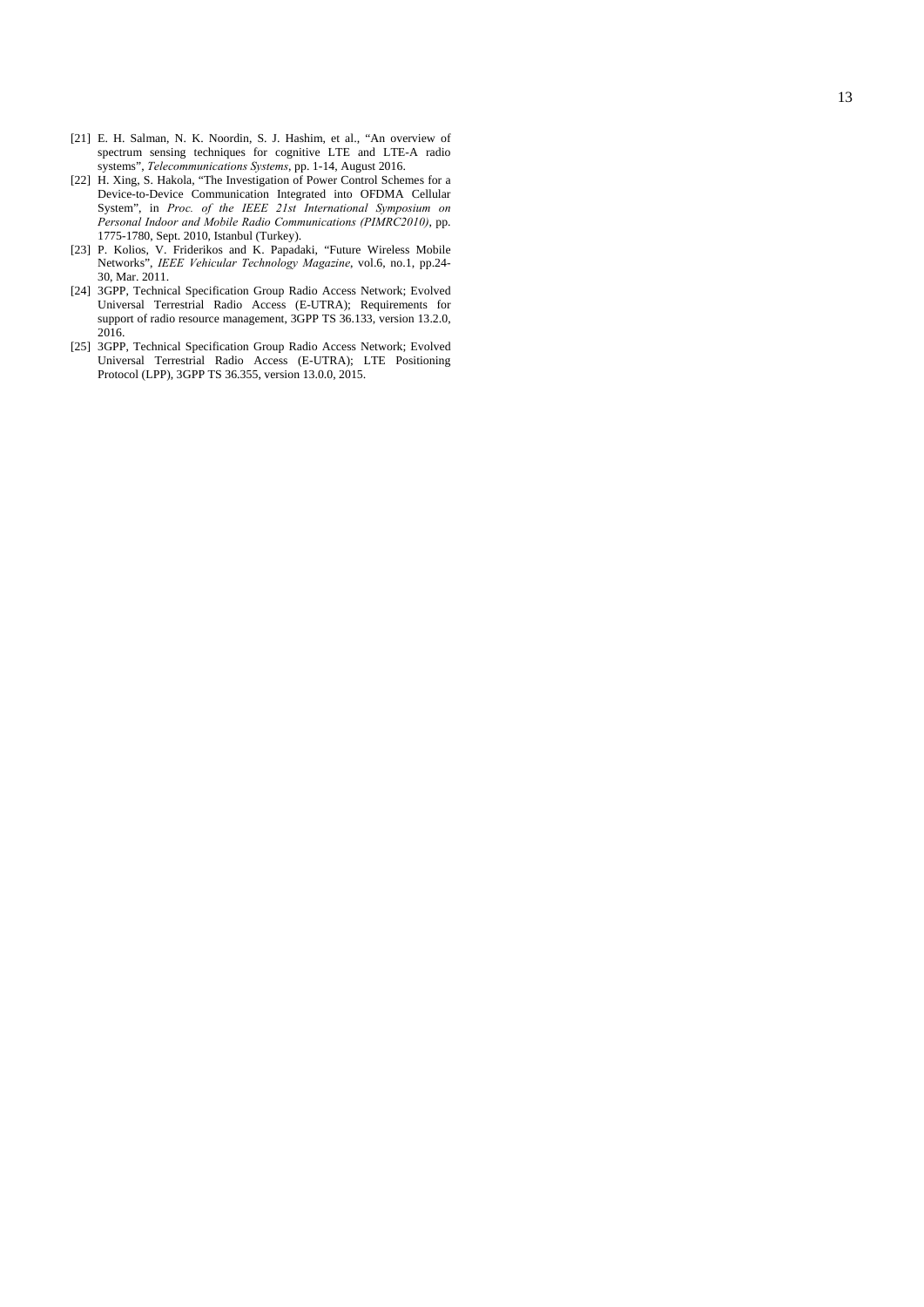[21] E. H. Salman, N. K. Noordin, S. J. Hashim, et al., "An overview of spectrum sensing techniques for cognitive LTE and LTE-A radio systems", *Telecommunications Systems*, pp. 1-14, August 2016.

[22] H. Xing, S. Hakola, "The Investigation of Power Control Schemes for a Device-to-Device Communication Integrated into OFDMA Cellular System", in *Proc. of the IEEE 21st International Symposium on Personal Indoor and Mobile Radio Communications (PIMRC2010)*, pp. 1775-1780, Sept. 2010, Istanbul (Turkey).

[23] P. Kolios, V. Friderikos and K. Papadaki, "Future Wireless Mobile Networks", *IEEE Vehicular Technology Magazine*, vol.6, no.1, pp.24-30, Mar. 2011.

[24] 3GPP, Technical Specification Group Radio Access Network; Evolved Universal Terrestrial Radio Access (E-UTRA); Requirements for support of radio resource management, 3GPP TS 36.133, version 13.2.0, 2016.

[25] 3GPP, Technical Specification Group Radio Access Network; Evolved Universal Terrestrial Radio Access (E-UTRA); LTE Positioning Protocol (LPP), 3GPP TS 36.355, version 13.0.0, 2015.